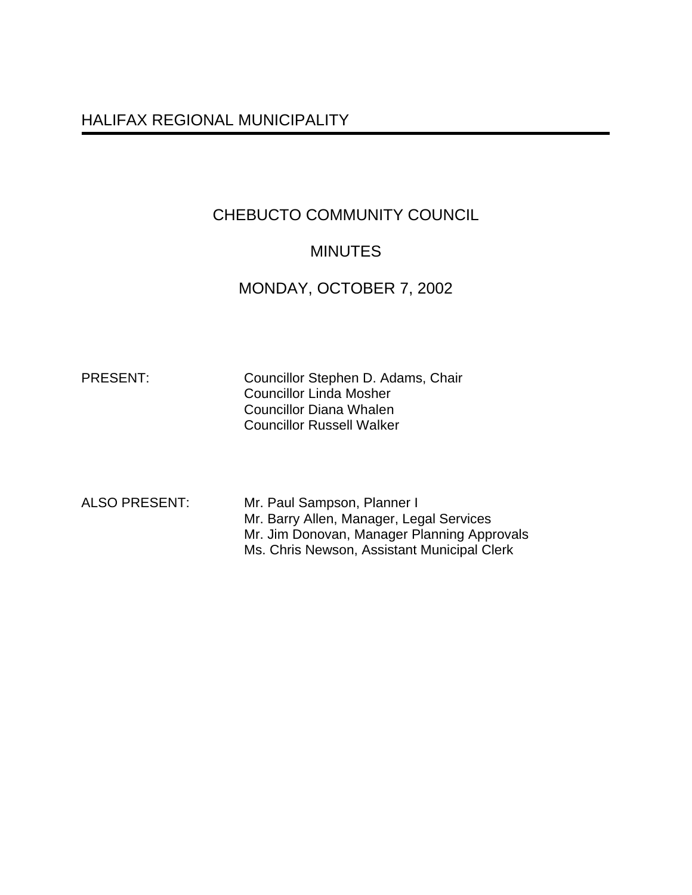HALIFAX REGIONAL MUNICIPALITY

# CHEBUCTO COMMUNITY COUNCIL

## MINUTES

## MONDAY, OCTOBER 7, 2002

PRESENT: Councillor Stephen D. Adams, Chair
Councillor Linda Mosher
Councillor Diana Whalen
Councillor Russell Walker

ALSO PRESENT: Mr. Paul Sampson, Planner I
Mr. Barry Allen, Manager, Legal Services
Mr. Jim Donovan, Manager Planning Approvals
Ms. Chris Newson, Assistant Municipal Clerk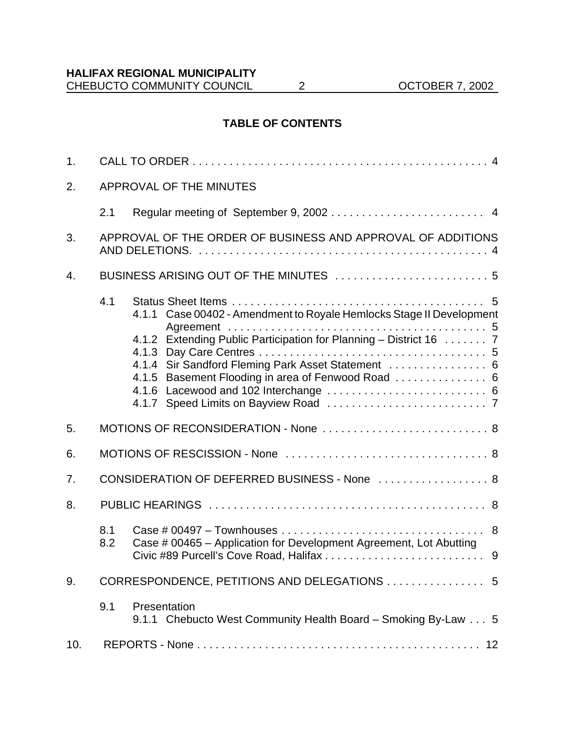## TABLE OF CONTENTS

1. CALL TO ORDER . . . . . . . . . . . . . . . . . . . . . . . . . . . . . . . . . . . . . . . . . . . . . . . . 4

2. APPROVAL OF THE MINUTES

   2.1 Regular meeting of September 9, 2002 . . . . . . . . . . . . . . . . . . . . . . . . . 4

3. APPROVAL OF THE ORDER OF BUSINESS AND APPROVAL OF ADDITIONS AND DELETIONS. . . . . . . . . . . . . . . . . . . . . . . . . . . . . . . . . . . . . . . . . . . . . . . . 4

4. BUSINESS ARISING OUT OF THE MINUTES . . . . . . . . . . . . . . . . . . . . . . . . . 5

   4.1 Status Sheet Items . . . . . . . . . . . . . . . . . . . . . . . . . . . . . . . . . . . . . . . . . 5
      - 4.1.1 Case 00402 - Amendment to Royale Hemlocks Stage II Development Agreement . . . . . . . . . . . . . . . . . . . . . . . . . . . . . . . . . . . . . . . . . . 5
      - 4.1.2 Extending Public Participation for Planning – District 16 . . . . . . . 7
      - 4.1.3 Day Care Centres . . . . . . . . . . . . . . . . . . . . . . . . . . . . . . . . . . . . 5
      - 4.1.4 Sir Sandford Fleming Park Asset Statement . . . . . . . . . . . . . . . . 6
      - 4.1.5 Basement Flooding in area of Fenwood Road . . . . . . . . . . . . . . . 6
      - 4.1.6 Lacewood and 102 Interchange . . . . . . . . . . . . . . . . . . . . . . . . . . 6
      - 4.1.7 Speed Limits on Bayview Road . . . . . . . . . . . . . . . . . . . . . . . . . . 7

5. MOTIONS OF RECONSIDERATION - None . . . . . . . . . . . . . . . . . . . . . . . . . . . 8

6. MOTIONS OF RESCISSION - None . . . . . . . . . . . . . . . . . . . . . . . . . . . . . . . . . 8

7. CONSIDERATION OF DEFERRED BUSINESS - None . . . . . . . . . . . . . . . . . . 8

8. PUBLIC HEARINGS . . . . . . . . . . . . . . . . . . . . . . . . . . . . . . . . . . . . . . . . . . . . . 8

   8.1 Case # 00497 – Townhouses . . . . . . . . . . . . . . . . . . . . . . . . . . . . . . . . . 8
   8.2 Case # 00465 – Application for Development Agreement, Lot Abutting Civic #89 Purcell's Cove Road, Halifax . . . . . . . . . . . . . . . . . . . . . . . . . . 9

9. CORRESPONDENCE, PETITIONS AND DELEGATIONS . . . . . . . . . . . . . . . . 5

   9.1 Presentation
      - 9.1.1 Chebucto West Community Health Board – Smoking By-Law . . . 5

10. REPORTS - None . . . . . . . . . . . . . . . . . . . . . . . . . . . . . . . . . . . . . . . . . . . . . . 12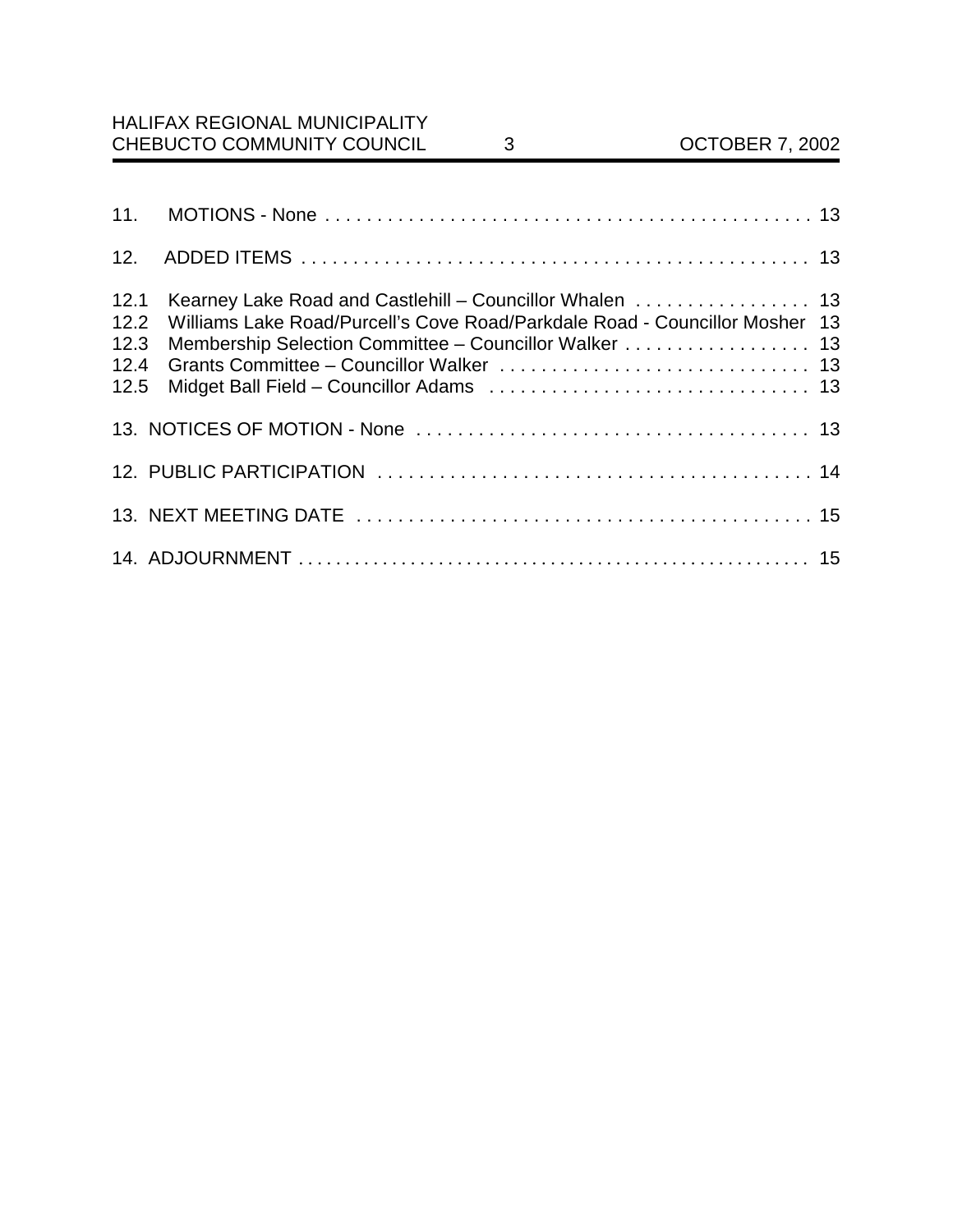11. MOTIONS - None . . . . . . . . . . . . . . . . . . . . . . . . . . . . . . . . . . . . . . . . . . . . . . . 13

12. ADDED ITEMS . . . . . . . . . . . . . . . . . . . . . . . . . . . . . . . . . . . . . . . . . . . . . . . . 13

12.1 Kearney Lake Road and Castlehill – Councillor Whalen . . . . . . . . . . . . . . . . . 13
12.2 Williams Lake Road/Purcell's Cove Road/Parkdale Road - Councillor Mosher 13
12.3 Membership Selection Committee – Councillor Walker . . . . . . . . . . . . . . . . . . 13
12.4 Grants Committee – Councillor Walker . . . . . . . . . . . . . . . . . . . . . . . . . . . . . . 13
12.5 Midget Ball Field – Councillor Adams . . . . . . . . . . . . . . . . . . . . . . . . . . . . . . . 13

13. NOTICES OF MOTION - None . . . . . . . . . . . . . . . . . . . . . . . . . . . . . . . . . . . . . . 13

12. PUBLIC PARTICIPATION . . . . . . . . . . . . . . . . . . . . . . . . . . . . . . . . . . . . . . . . . . 14

13. NEXT MEETING DATE . . . . . . . . . . . . . . . . . . . . . . . . . . . . . . . . . . . . . . . . . . . . 15

14. ADJOURNMENT . . . . . . . . . . . . . . . . . . . . . . . . . . . . . . . . . . . . . . . . . . . . . . . . . . 15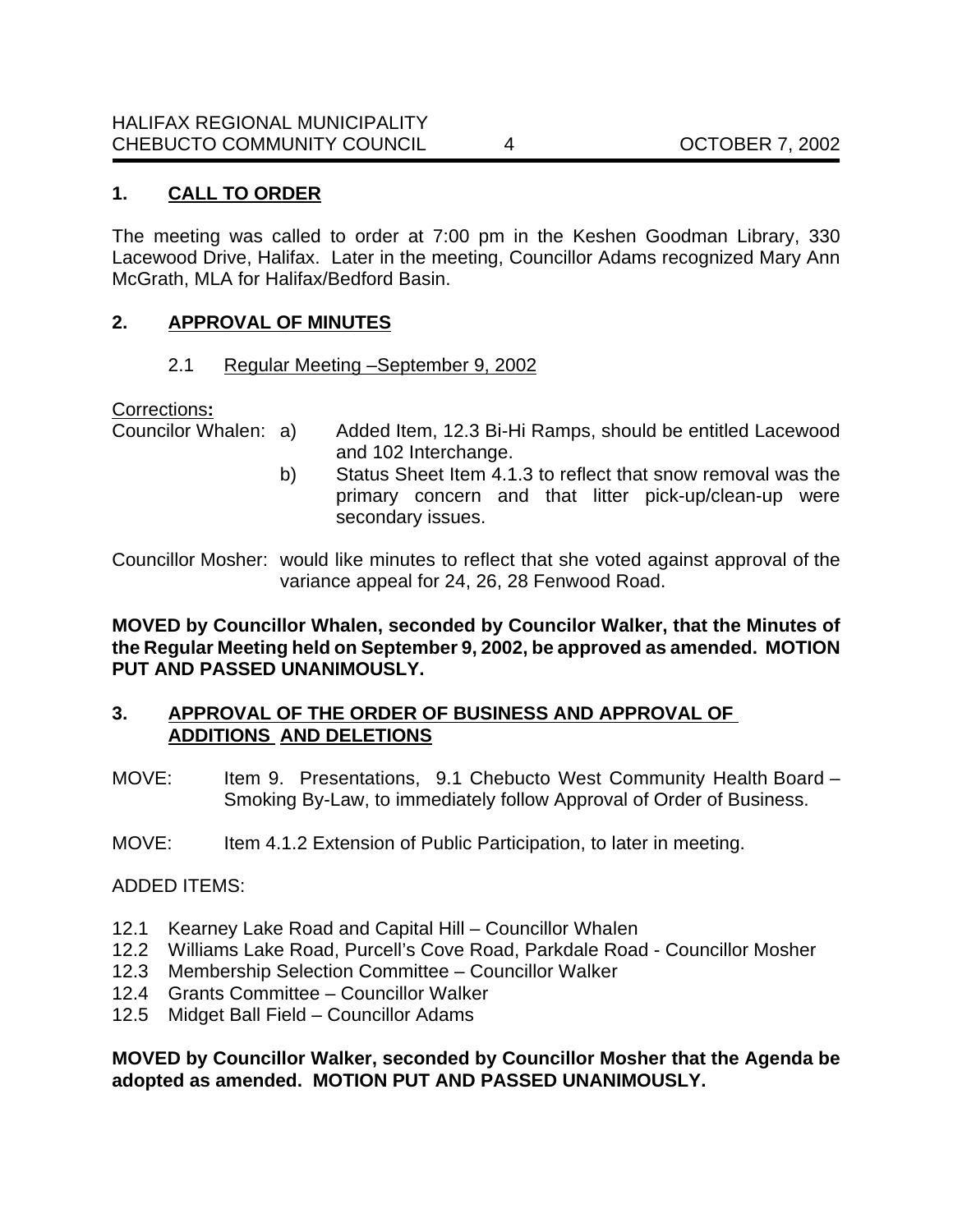## 1. CALL TO ORDER

The meeting was called to order at 7:00 pm in the Keshen Goodman Library, 330 Lacewood Drive, Halifax. Later in the meeting, Councillor Adams recognized Mary Ann McGrath, MLA for Halifax/Bedford Basin.

## 2. APPROVAL OF MINUTES

2.1 Regular Meeting –September 9, 2002

Corrections**:**

Councilor Whalen:

a) Added Item, 12.3 Bi-Hi Ramps, should be entitled Lacewood and 102 Interchange.

b) Status Sheet Item 4.1.3 to reflect that snow removal was the primary concern and that litter pick-up/clean-up were secondary issues.

Councillor Mosher: would like minutes to reflect that she voted against approval of the variance appeal for 24, 26, 28 Fenwood Road.

**MOVED by Councillor Whalen, seconded by Councilor Walker, that the Minutes of the Regular Meeting held on September 9, 2002, be approved as amended. MOTION PUT AND PASSED UNANIMOUSLY.**

## 3. APPROVAL OF THE ORDER OF BUSINESS AND APPROVAL OF ADDITIONS AND DELETIONS

MOVE: Item 9. Presentations, 9.1 Chebucto West Community Health Board – Smoking By-Law, to immediately follow Approval of Order of Business.

MOVE: Item 4.1.2 Extension of Public Participation, to later in meeting.

ADDED ITEMS:

12.1 Kearney Lake Road and Capital Hill – Councillor Whalen
12.2 Williams Lake Road, Purcell's Cove Road, Parkdale Road - Councillor Mosher
12.3 Membership Selection Committee – Councillor Walker
12.4 Grants Committee – Councillor Walker
12.5 Midget Ball Field – Councillor Adams

**MOVED by Councillor Walker, seconded by Councillor Mosher that the Agenda be adopted as amended. MOTION PUT AND PASSED UNANIMOUSLY.**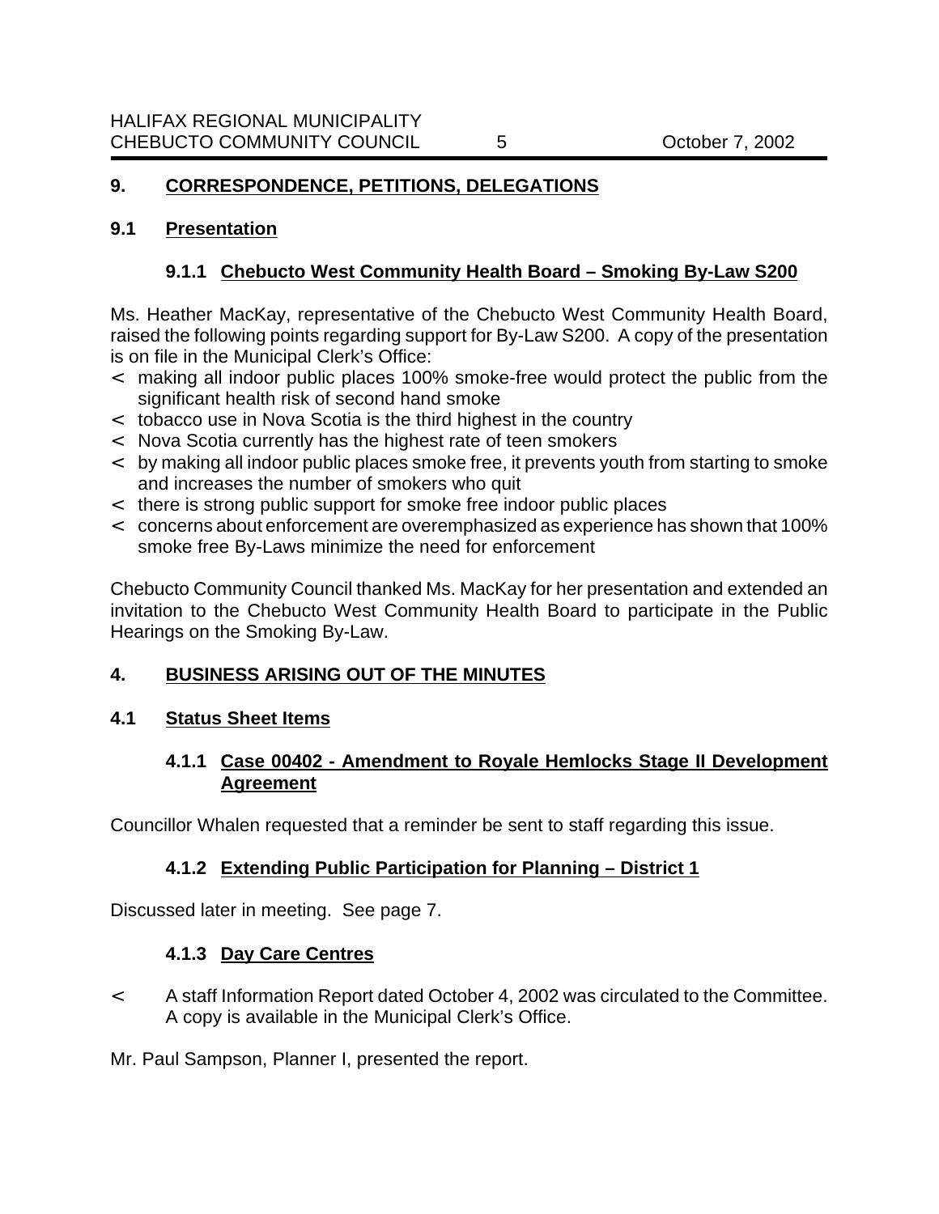## 9. CORRESPONDENCE, PETITIONS, DELEGATIONS

### 9.1 Presentation

#### 9.1.1 Chebucto West Community Health Board – Smoking By-Law S200

Ms. Heather MacKay, representative of the Chebucto West Community Health Board, raised the following points regarding support for By-Law S200. A copy of the presentation is on file in the Municipal Clerk's Office:

- making all indoor public places 100% smoke-free would protect the public from the significant health risk of second hand smoke
- tobacco use in Nova Scotia is the third highest in the country
- Nova Scotia currently has the highest rate of teen smokers
- by making all indoor public places smoke free, it prevents youth from starting to smoke and increases the number of smokers who quit
- there is strong public support for smoke free indoor public places
- concerns about enforcement are overemphasized as experience has shown that 100% smoke free By-Laws minimize the need for enforcement

Chebucto Community Council thanked Ms. MacKay for her presentation and extended an invitation to the Chebucto West Community Health Board to participate in the Public Hearings on the Smoking By-Law.

## 4. BUSINESS ARISING OUT OF THE MINUTES

### 4.1 Status Sheet Items

#### 4.1.1 Case 00402 - Amendment to Royale Hemlocks Stage II Development Agreement

Councillor Whalen requested that a reminder be sent to staff regarding this issue.

#### 4.1.2 Extending Public Participation for Planning – District 1

Discussed later in meeting. See page 7.

#### 4.1.3 Day Care Centres

- A staff Information Report dated October 4, 2002 was circulated to the Committee. A copy is available in the Municipal Clerk's Office.

Mr. Paul Sampson, Planner I, presented the report.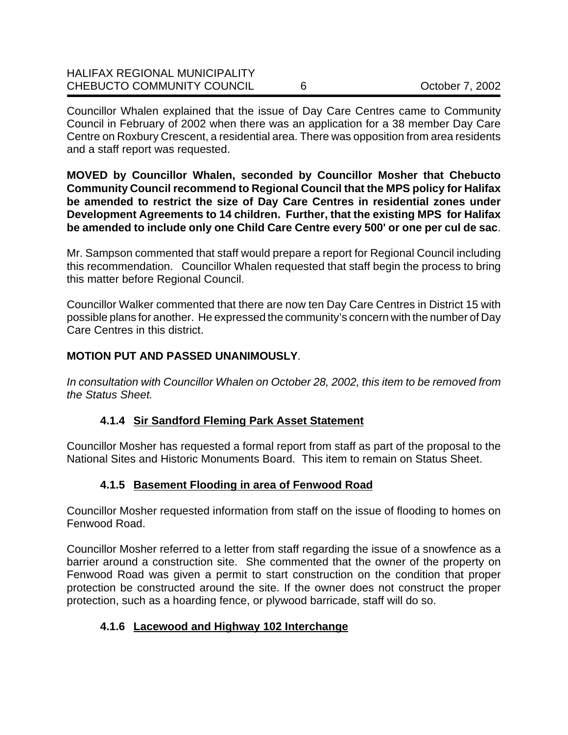Councillor Whalen explained that the issue of Day Care Centres came to Community Council in February of 2002 when there was an application for a 38 member Day Care Centre on Roxbury Crescent, a residential area. There was opposition from area residents and a staff report was requested.

**MOVED by Councillor Whalen, seconded by Councillor Mosher that Chebucto Community Council recommend to Regional Council that the MPS policy for Halifax be amended to restrict the size of Day Care Centres in residential zones under Development Agreements to 14 children. Further, that the existing MPS for Halifax be amended to include only one Child Care Centre every 500' or one per cul de sac**.

Mr. Sampson commented that staff would prepare a report for Regional Council including this recommendation. Councillor Whalen requested that staff begin the process to bring this matter before Regional Council.

Councillor Walker commented that there are now ten Day Care Centres in District 15 with possible plans for another. He expressed the community's concern with the number of Day Care Centres in this district.

**MOTION PUT AND PASSED UNANIMOUSLY**.

*In consultation with Councillor Whalen on October 28, 2002, this item to be removed from the Status Sheet.*

#### 4.1.4 Sir Sandford Fleming Park Asset Statement

Councillor Mosher has requested a formal report from staff as part of the proposal to the National Sites and Historic Monuments Board. This item to remain on Status Sheet.

#### 4.1.5 Basement Flooding in area of Fenwood Road

Councillor Mosher requested information from staff on the issue of flooding to homes on Fenwood Road.

Councillor Mosher referred to a letter from staff regarding the issue of a snowfence as a barrier around a construction site. She commented that the owner of the property on Fenwood Road was given a permit to start construction on the condition that proper protection be constructed around the site. If the owner does not construct the proper protection, such as a hoarding fence, or plywood barricade, staff will do so.

#### 4.1.6 Lacewood and Highway 102 Interchange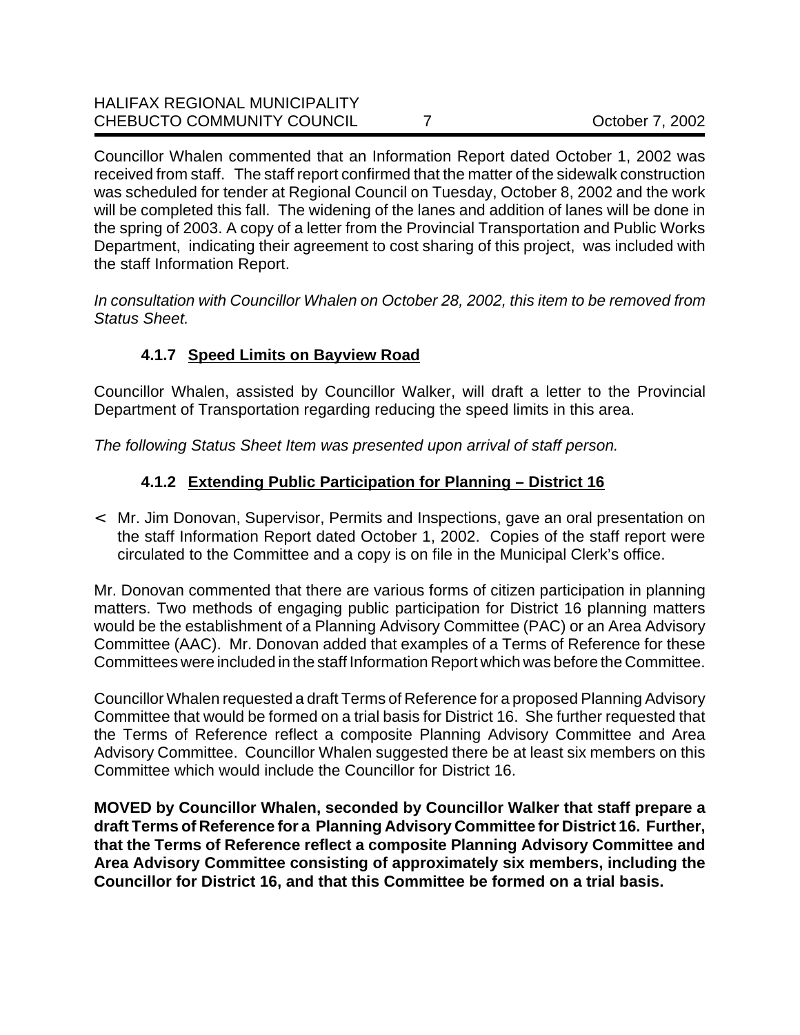Councillor Whalen commented that an Information Report dated October 1, 2002 was received from staff. The staff report confirmed that the matter of the sidewalk construction was scheduled for tender at Regional Council on Tuesday, October 8, 2002 and the work will be completed this fall. The widening of the lanes and addition of lanes will be done in the spring of 2003. A copy of a letter from the Provincial Transportation and Public Works Department, indicating their agreement to cost sharing of this project, was included with the staff Information Report.

*In consultation with Councillor Whalen on October 28, 2002, this item to be removed from Status Sheet.*

### 4.1.7 Speed Limits on Bayview Road

Councillor Whalen, assisted by Councillor Walker, will draft a letter to the Provincial Department of Transportation regarding reducing the speed limits in this area.

*The following Status Sheet Item was presented upon arrival of staff person.*

### 4.1.2 Extending Public Participation for Planning – District 16

- Mr. Jim Donovan, Supervisor, Permits and Inspections, gave an oral presentation on the staff Information Report dated October 1, 2002. Copies of the staff report were circulated to the Committee and a copy is on file in the Municipal Clerk's office.

Mr. Donovan commented that there are various forms of citizen participation in planning matters. Two methods of engaging public participation for District 16 planning matters would be the establishment of a Planning Advisory Committee (PAC) or an Area Advisory Committee (AAC). Mr. Donovan added that examples of a Terms of Reference for these Committees were included in the staff Information Report which was before the Committee.

Councillor Whalen requested a draft Terms of Reference for a proposed Planning Advisory Committee that would be formed on a trial basis for District 16. She further requested that the Terms of Reference reflect a composite Planning Advisory Committee and Area Advisory Committee. Councillor Whalen suggested there be at least six members on this Committee which would include the Councillor for District 16.

**MOVED by Councillor Whalen, seconded by Councillor Walker that staff prepare a draft Terms of Reference for a Planning Advisory Committee for District 16. Further, that the Terms of Reference reflect a composite Planning Advisory Committee and Area Advisory Committee consisting of approximately six members, including the Councillor for District 16, and that this Committee be formed on a trial basis.**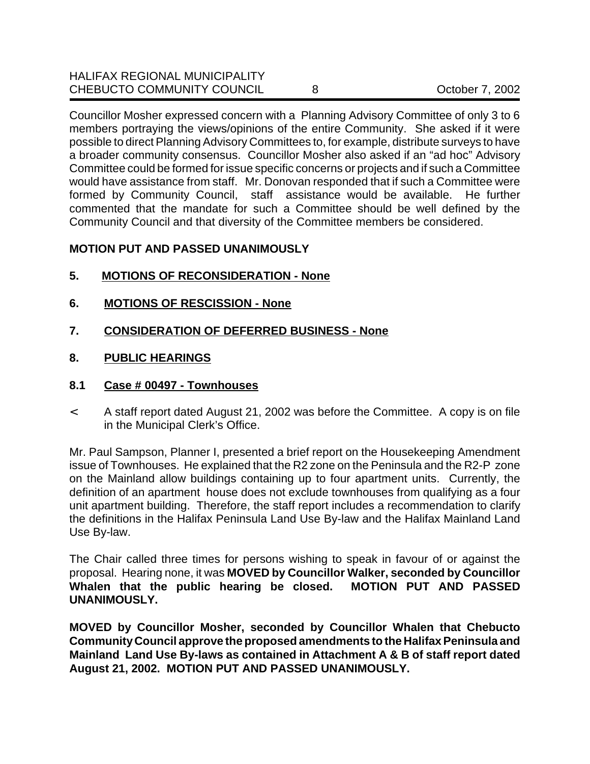Councillor Mosher expressed concern with a Planning Advisory Committee of only 3 to 6 members portraying the views/opinions of the entire Community. She asked if it were possible to direct Planning Advisory Committees to, for example, distribute surveys to have a broader community consensus. Councillor Mosher also asked if an "ad hoc" Advisory Committee could be formed for issue specific concerns or projects and if such a Committee would have assistance from staff. Mr. Donovan responded that if such a Committee were formed by Community Council, staff assistance would be available. He further commented that the mandate for such a Committee should be well defined by the Community Council and that diversity of the Committee members be considered.

**MOTION PUT AND PASSED UNANIMOUSLY**

## 5. MOTIONS OF RECONSIDERATION - None

## 6. MOTIONS OF RESCISSION - None

## 7. CONSIDERATION OF DEFERRED BUSINESS - None

## 8. PUBLIC HEARINGS

### 8.1 Case # 00497 - Townhouses

- A staff report dated August 21, 2002 was before the Committee. A copy is on file in the Municipal Clerk's Office.

Mr. Paul Sampson, Planner I, presented a brief report on the Housekeeping Amendment issue of Townhouses. He explained that the R2 zone on the Peninsula and the R2-P zone on the Mainland allow buildings containing up to four apartment units. Currently, the definition of an apartment house does not exclude townhouses from qualifying as a four unit apartment building. Therefore, the staff report includes a recommendation to clarify the definitions in the Halifax Peninsula Land Use By-law and the Halifax Mainland Land Use By-law.

The Chair called three times for persons wishing to speak in favour of or against the proposal. Hearing none, it was **MOVED by Councillor Walker, seconded by Councillor Whalen that the public hearing be closed. MOTION PUT AND PASSED UNANIMOUSLY.**

**MOVED by Councillor Mosher, seconded by Councillor Whalen that Chebucto Community Council approve the proposed amendments to the Halifax Peninsula and Mainland Land Use By-laws as contained in Attachment A & B of staff report dated August 21, 2002. MOTION PUT AND PASSED UNANIMOUSLY.**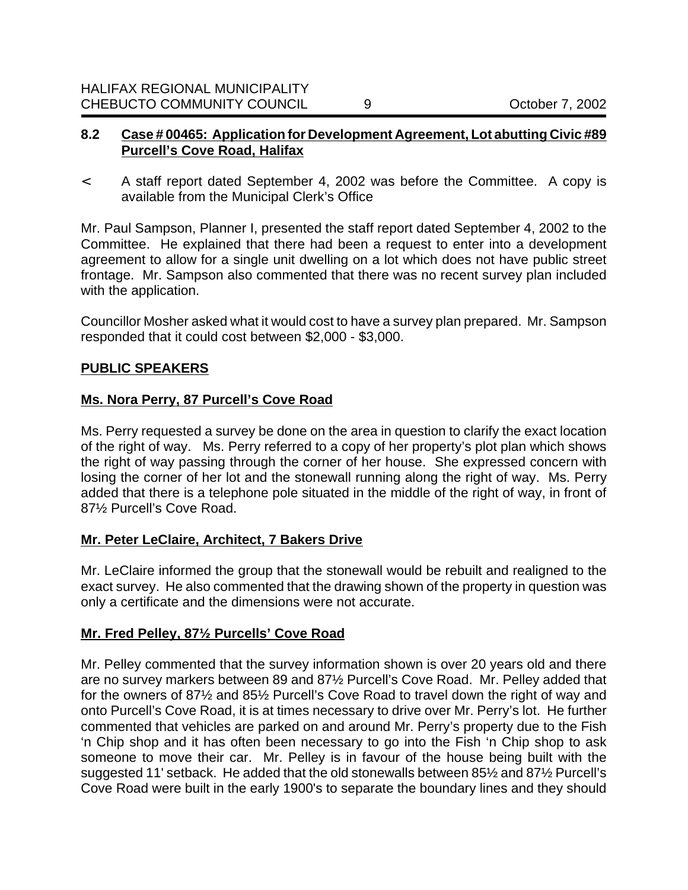**8.2 Case # 00465: Application for Development Agreement, Lot abutting Civic #89 Purcell's Cove Road, Halifax**

< A staff report dated September 4, 2002 was before the Committee. A copy is available from the Municipal Clerk's Office

Mr. Paul Sampson, Planner I, presented the staff report dated September 4, 2002 to the Committee. He explained that there had been a request to enter into a development agreement to allow for a single unit dwelling on a lot which does not have public street frontage. Mr. Sampson also commented that there was no recent survey plan included with the application.

Councillor Mosher asked what it would cost to have a survey plan prepared. Mr. Sampson responded that it could cost between $2,000 - $3,000.

**PUBLIC SPEAKERS**

**Ms. Nora Perry, 87 Purcell's Cove Road**

Ms. Perry requested a survey be done on the area in question to clarify the exact location of the right of way. Ms. Perry referred to a copy of her property's plot plan which shows the right of way passing through the corner of her house. She expressed concern with losing the corner of her lot and the stonewall running along the right of way. Ms. Perry added that there is a telephone pole situated in the middle of the right of way, in front of 87½ Purcell's Cove Road.

**Mr. Peter LeClaire, Architect, 7 Bakers Drive**

Mr. LeClaire informed the group that the stonewall would be rebuilt and realigned to the exact survey. He also commented that the drawing shown of the property in question was only a certificate and the dimensions were not accurate.

**Mr. Fred Pelley, 87½ Purcells' Cove Road**

Mr. Pelley commented that the survey information shown is over 20 years old and there are no survey markers between 89 and 87½ Purcell's Cove Road. Mr. Pelley added that for the owners of 87½ and 85½ Purcell's Cove Road to travel down the right of way and onto Purcell's Cove Road, it is at times necessary to drive over Mr. Perry's lot. He further commented that vehicles are parked on and around Mr. Perry's property due to the Fish 'n Chip shop and it has often been necessary to go into the Fish 'n Chip shop to ask someone to move their car. Mr. Pelley is in favour of the house being built with the suggested 11' setback. He added that the old stonewalls between 85½ and 87½ Purcell's Cove Road were built in the early 1900's to separate the boundary lines and they should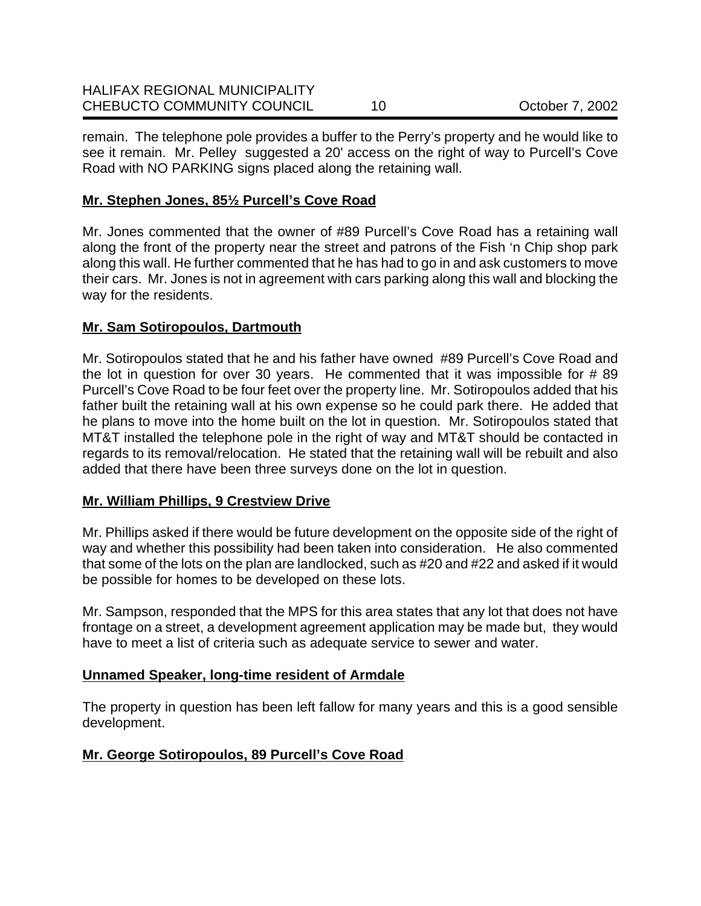remain. The telephone pole provides a buffer to the Perry's property and he would like to see it remain. Mr. Pelley suggested a 20' access on the right of way to Purcell's Cove Road with NO PARKING signs placed along the retaining wall.

**<u>Mr. Stephen Jones, 85½ Purcell's Cove Road</u>**

Mr. Jones commented that the owner of #89 Purcell's Cove Road has a retaining wall along the front of the property near the street and patrons of the Fish 'n Chip shop park along this wall. He further commented that he has had to go in and ask customers to move their cars. Mr. Jones is not in agreement with cars parking along this wall and blocking the way for the residents.

**<u>Mr. Sam Sotiropoulos, Dartmouth</u>**

Mr. Sotiropoulos stated that he and his father have owned #89 Purcell's Cove Road and the lot in question for over 30 years. He commented that it was impossible for # 89 Purcell's Cove Road to be four feet over the property line. Mr. Sotiropoulos added that his father built the retaining wall at his own expense so he could park there. He added that he plans to move into the home built on the lot in question. Mr. Sotiropoulos stated that MT&T installed the telephone pole in the right of way and MT&T should be contacted in regards to its removal/relocation. He stated that the retaining wall will be rebuilt and also added that there have been three surveys done on the lot in question.

**<u>Mr. William Phillips, 9 Crestview Drive</u>**

Mr. Phillips asked if there would be future development on the opposite side of the right of way and whether this possibility had been taken into consideration. He also commented that some of the lots on the plan are landlocked, such as #20 and #22 and asked if it would be possible for homes to be developed on these lots.

Mr. Sampson, responded that the MPS for this area states that any lot that does not have frontage on a street, a development agreement application may be made but, they would have to meet a list of criteria such as adequate service to sewer and water.

**<u>Unnamed Speaker, long-time resident of Armdale</u>**

The property in question has been left fallow for many years and this is a good sensible development.

**<u>Mr. George Sotiropoulos, 89 Purcell's Cove Road</u>**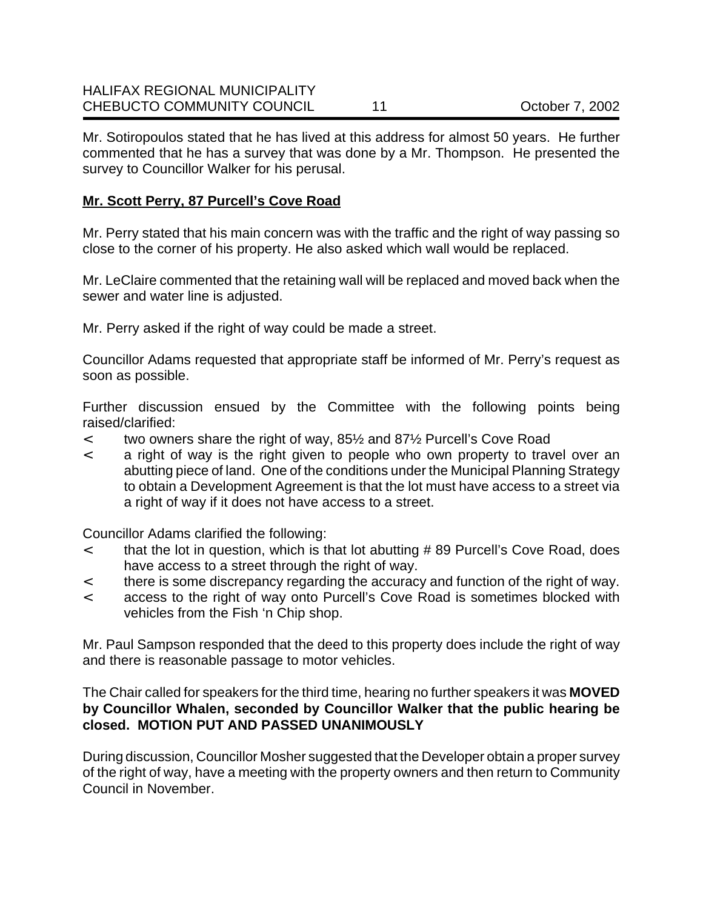Mr. Sotiropoulos stated that he has lived at this address for almost 50 years. He further commented that he has a survey that was done by a Mr. Thompson. He presented the survey to Councillor Walker for his perusal.

**Mr. Scott Perry, 87 Purcell's Cove Road**

Mr. Perry stated that his main concern was with the traffic and the right of way passing so close to the corner of his property. He also asked which wall would be replaced.

Mr. LeClaire commented that the retaining wall will be replaced and moved back when the sewer and water line is adjusted.

Mr. Perry asked if the right of way could be made a street.

Councillor Adams requested that appropriate staff be informed of Mr. Perry's request as soon as possible.

Further discussion ensued by the Committee with the following points being raised/clarified:

- two owners share the right of way, 85½ and 87½ Purcell's Cove Road
- a right of way is the right given to people who own property to travel over an abutting piece of land. One of the conditions under the Municipal Planning Strategy to obtain a Development Agreement is that the lot must have access to a street via a right of way if it does not have access to a street.

Councillor Adams clarified the following:

- that the lot in question, which is that lot abutting # 89 Purcell's Cove Road, does have access to a street through the right of way.
- there is some discrepancy regarding the accuracy and function of the right of way.
- access to the right of way onto Purcell's Cove Road is sometimes blocked with vehicles from the Fish 'n Chip shop.

Mr. Paul Sampson responded that the deed to this property does include the right of way and there is reasonable passage to motor vehicles.

The Chair called for speakers for the third time, hearing no further speakers it was **MOVED by Councillor Whalen, seconded by Councillor Walker that the public hearing be closed. MOTION PUT AND PASSED UNANIMOUSLY**

During discussion, Councillor Mosher suggested that the Developer obtain a proper survey of the right of way, have a meeting with the property owners and then return to Community Council in November.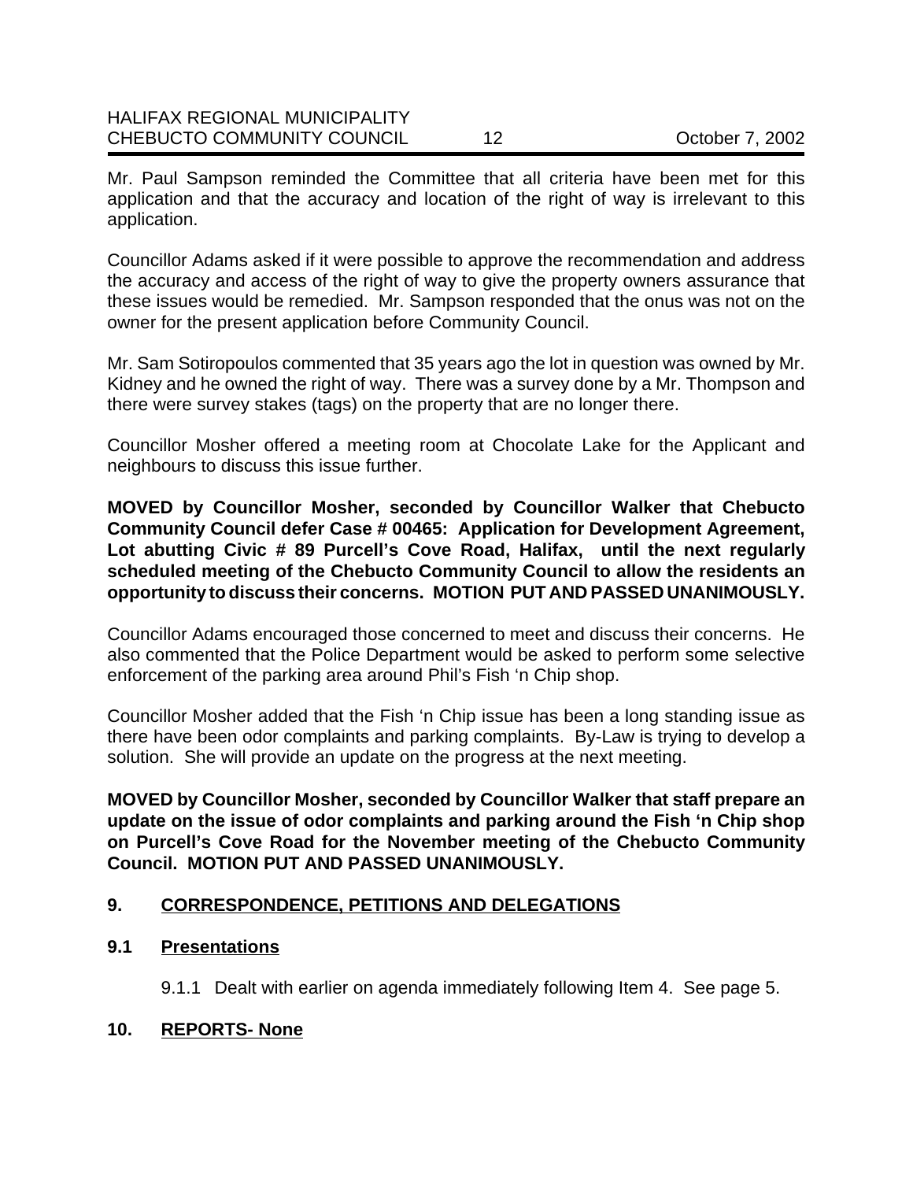Mr. Paul Sampson reminded the Committee that all criteria have been met for this application and that the accuracy and location of the right of way is irrelevant to this application.

Councillor Adams asked if it were possible to approve the recommendation and address the accuracy and access of the right of way to give the property owners assurance that these issues would be remedied. Mr. Sampson responded that the onus was not on the owner for the present application before Community Council.

Mr. Sam Sotiropoulos commented that 35 years ago the lot in question was owned by Mr. Kidney and he owned the right of way. There was a survey done by a Mr. Thompson and there were survey stakes (tags) on the property that are no longer there.

Councillor Mosher offered a meeting room at Chocolate Lake for the Applicant and neighbours to discuss this issue further.

**MOVED by Councillor Mosher, seconded by Councillor Walker that Chebucto Community Council defer Case # 00465: Application for Development Agreement, Lot abutting Civic # 89 Purcell's Cove Road, Halifax, until the next regularly scheduled meeting of the Chebucto Community Council to allow the residents an opportunity to discuss their concerns. MOTION PUT AND PASSED UNANIMOUSLY.**

Councillor Adams encouraged those concerned to meet and discuss their concerns. He also commented that the Police Department would be asked to perform some selective enforcement of the parking area around Phil's Fish 'n Chip shop.

Councillor Mosher added that the Fish 'n Chip issue has been a long standing issue as there have been odor complaints and parking complaints. By-Law is trying to develop a solution. She will provide an update on the progress at the next meeting.

**MOVED by Councillor Mosher, seconded by Councillor Walker that staff prepare an update on the issue of odor complaints and parking around the Fish 'n Chip shop on Purcell's Cove Road for the November meeting of the Chebucto Community Council. MOTION PUT AND PASSED UNANIMOUSLY.**

## 9. CORRESPONDENCE, PETITIONS AND DELEGATIONS

### 9.1 Presentations

9.1.1 Dealt with earlier on agenda immediately following Item 4. See page 5.

## 10. REPORTS- None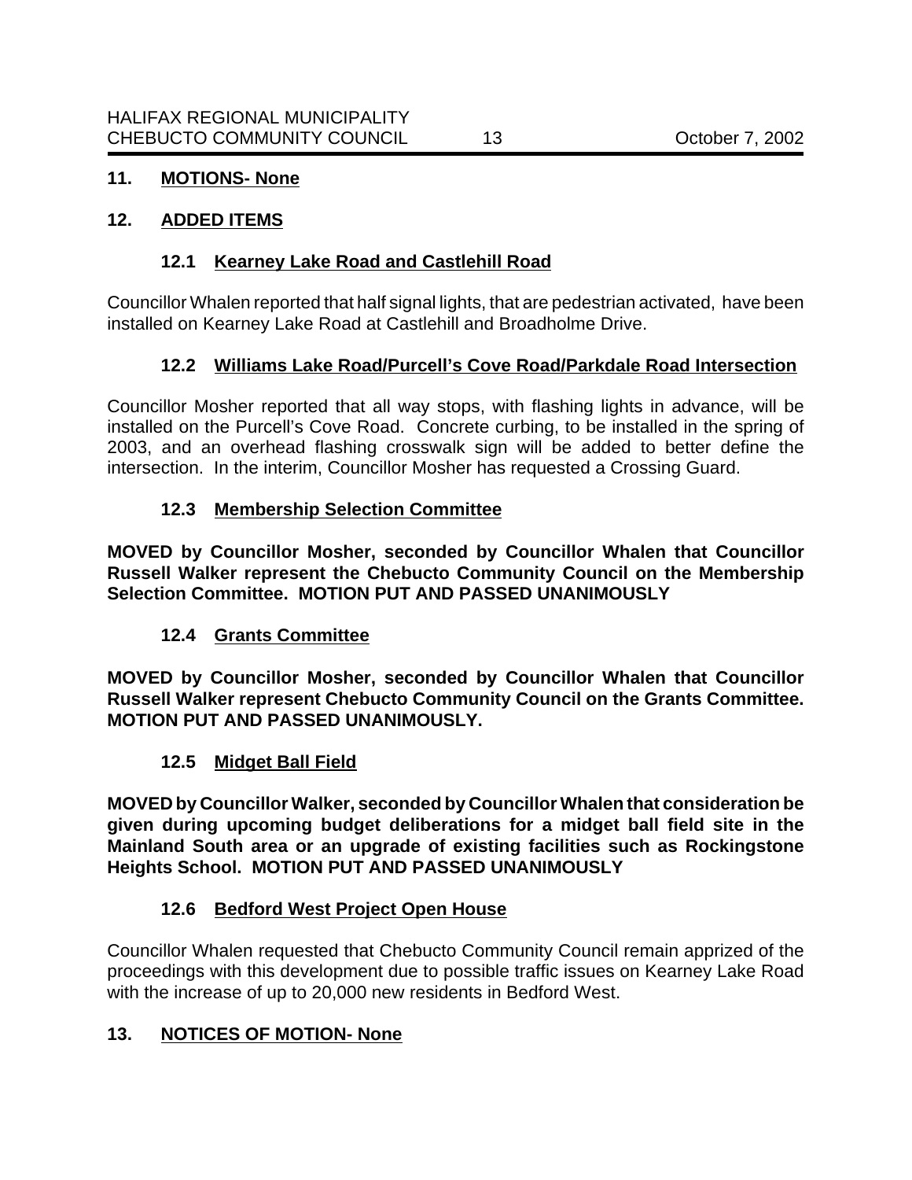## 11. MOTIONS- None

## 12. ADDED ITEMS

### 12.1 Kearney Lake Road and Castlehill Road

Councillor Whalen reported that half signal lights, that are pedestrian activated, have been installed on Kearney Lake Road at Castlehill and Broadholme Drive.

### 12.2 Williams Lake Road/Purcell's Cove Road/Parkdale Road Intersection

Councillor Mosher reported that all way stops, with flashing lights in advance, will be installed on the Purcell's Cove Road. Concrete curbing, to be installed in the spring of 2003, and an overhead flashing crosswalk sign will be added to better define the intersection. In the interim, Councillor Mosher has requested a Crossing Guard.

### 12.3 Membership Selection Committee

**MOVED by Councillor Mosher, seconded by Councillor Whalen that Councillor Russell Walker represent the Chebucto Community Council on the Membership Selection Committee. MOTION PUT AND PASSED UNANIMOUSLY**

### 12.4 Grants Committee

**MOVED by Councillor Mosher, seconded by Councillor Whalen that Councillor Russell Walker represent Chebucto Community Council on the Grants Committee. MOTION PUT AND PASSED UNANIMOUSLY.**

### 12.5 Midget Ball Field

**MOVED by Councillor Walker, seconded by Councillor Whalen that consideration be given during upcoming budget deliberations for a midget ball field site in the Mainland South area or an upgrade of existing facilities such as Rockingstone Heights School. MOTION PUT AND PASSED UNANIMOUSLY**

### 12.6 Bedford West Project Open House

Councillor Whalen requested that Chebucto Community Council remain apprized of the proceedings with this development due to possible traffic issues on Kearney Lake Road with the increase of up to 20,000 new residents in Bedford West.

## 13. NOTICES OF MOTION- None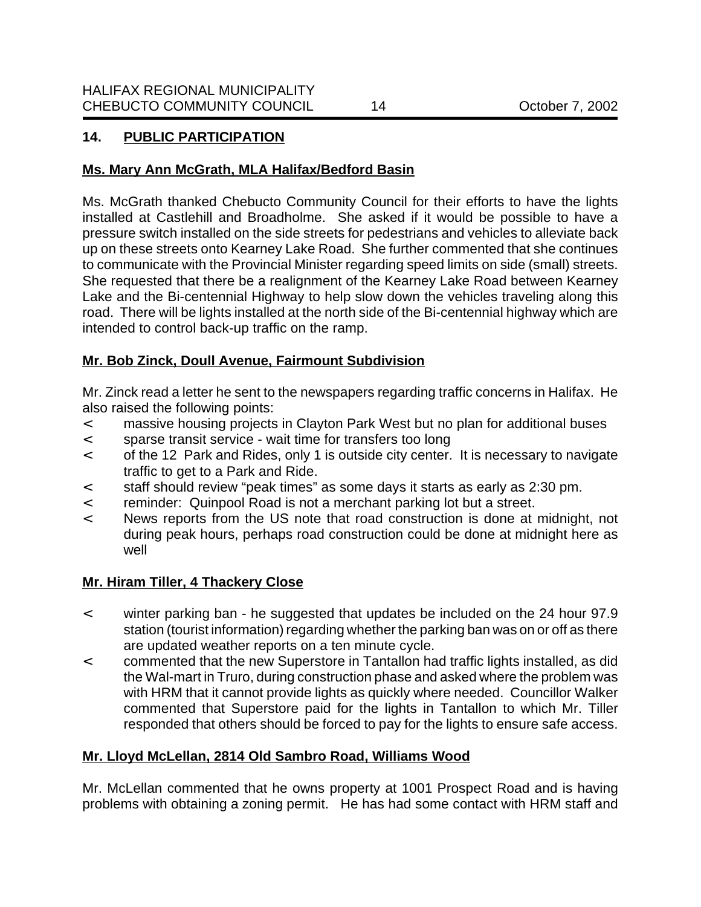## 14. PUBLIC PARTICIPATION

**Ms. Mary Ann McGrath, MLA Halifax/Bedford Basin**

Ms. McGrath thanked Chebucto Community Council for their efforts to have the lights installed at Castlehill and Broadholme. She asked if it would be possible to have a pressure switch installed on the side streets for pedestrians and vehicles to alleviate back up on these streets onto Kearney Lake Road. She further commented that she continues to communicate with the Provincial Minister regarding speed limits on side (small) streets. She requested that there be a realignment of the Kearney Lake Road between Kearney Lake and the Bi-centennial Highway to help slow down the vehicles traveling along this road. There will be lights installed at the north side of the Bi-centennial highway which are intended to control back-up traffic on the ramp.

**Mr. Bob Zinck, Doull Avenue, Fairmount Subdivision**

Mr. Zinck read a letter he sent to the newspapers regarding traffic concerns in Halifax. He also raised the following points:

- massive housing projects in Clayton Park West but no plan for additional buses
- sparse transit service - wait time for transfers too long
- of the 12 Park and Rides, only 1 is outside city center. It is necessary to navigate traffic to get to a Park and Ride.
- staff should review "peak times" as some days it starts as early as 2:30 pm.
- reminder: Quinpool Road is not a merchant parking lot but a street.
- News reports from the US note that road construction is done at midnight, not during peak hours, perhaps road construction could be done at midnight here as well

**Mr. Hiram Tiller, 4 Thackery Close**

- winter parking ban - he suggested that updates be included on the 24 hour 97.9 station (tourist information) regarding whether the parking ban was on or off as there are updated weather reports on a ten minute cycle.
- commented that the new Superstore in Tantallon had traffic lights installed, as did the Wal-mart in Truro, during construction phase and asked where the problem was with HRM that it cannot provide lights as quickly where needed. Councillor Walker commented that Superstore paid for the lights in Tantallon to which Mr. Tiller responded that others should be forced to pay for the lights to ensure safe access.

**Mr. Lloyd McLellan, 2814 Old Sambro Road, Williams Wood**

Mr. McLellan commented that he owns property at 1001 Prospect Road and is having problems with obtaining a zoning permit. He has had some contact with HRM staff and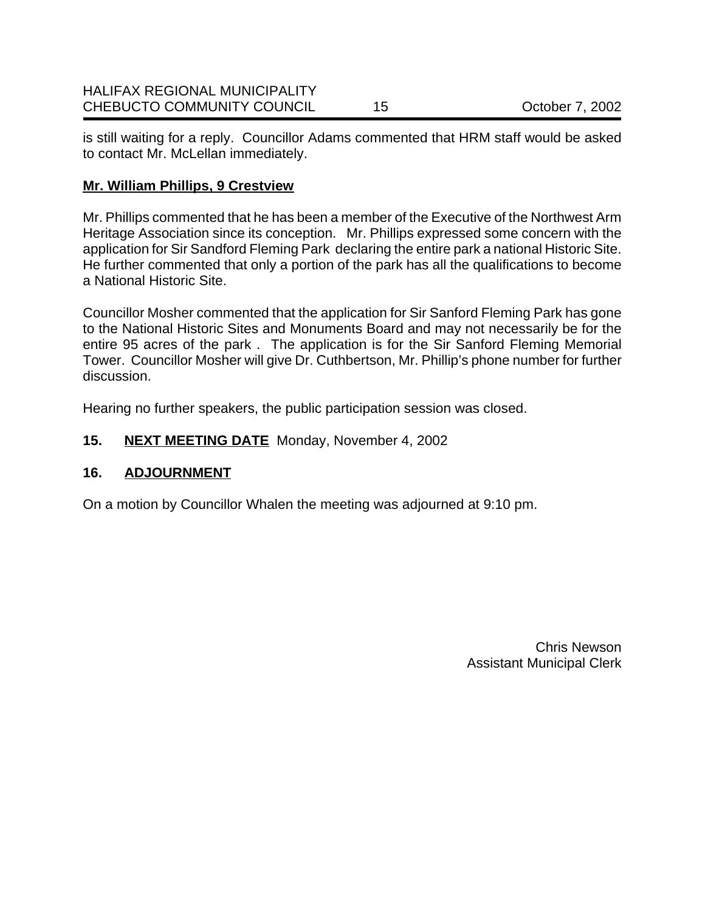is still waiting for a reply. Councillor Adams commented that HRM staff would be asked to contact Mr. McLellan immediately.

**Mr. William Phillips, 9 Crestview**

Mr. Phillips commented that he has been a member of the Executive of the Northwest Arm Heritage Association since its conception. Mr. Phillips expressed some concern with the application for Sir Sandford Fleming Park declaring the entire park a national Historic Site. He further commented that only a portion of the park has all the qualifications to become a National Historic Site.

Councillor Mosher commented that the application for Sir Sanford Fleming Park has gone to the National Historic Sites and Monuments Board and may not necessarily be for the entire 95 acres of the park . The application is for the Sir Sanford Fleming Memorial Tower. Councillor Mosher will give Dr. Cuthbertson, Mr. Phillip's phone number for further discussion.

Hearing no further speakers, the public participation session was closed.

## 15. NEXT MEETING DATE Monday, November 4, 2002

## 16. ADJOURNMENT

On a motion by Councillor Whalen the meeting was adjourned at 9:10 pm.

Chris Newson
Assistant Municipal Clerk